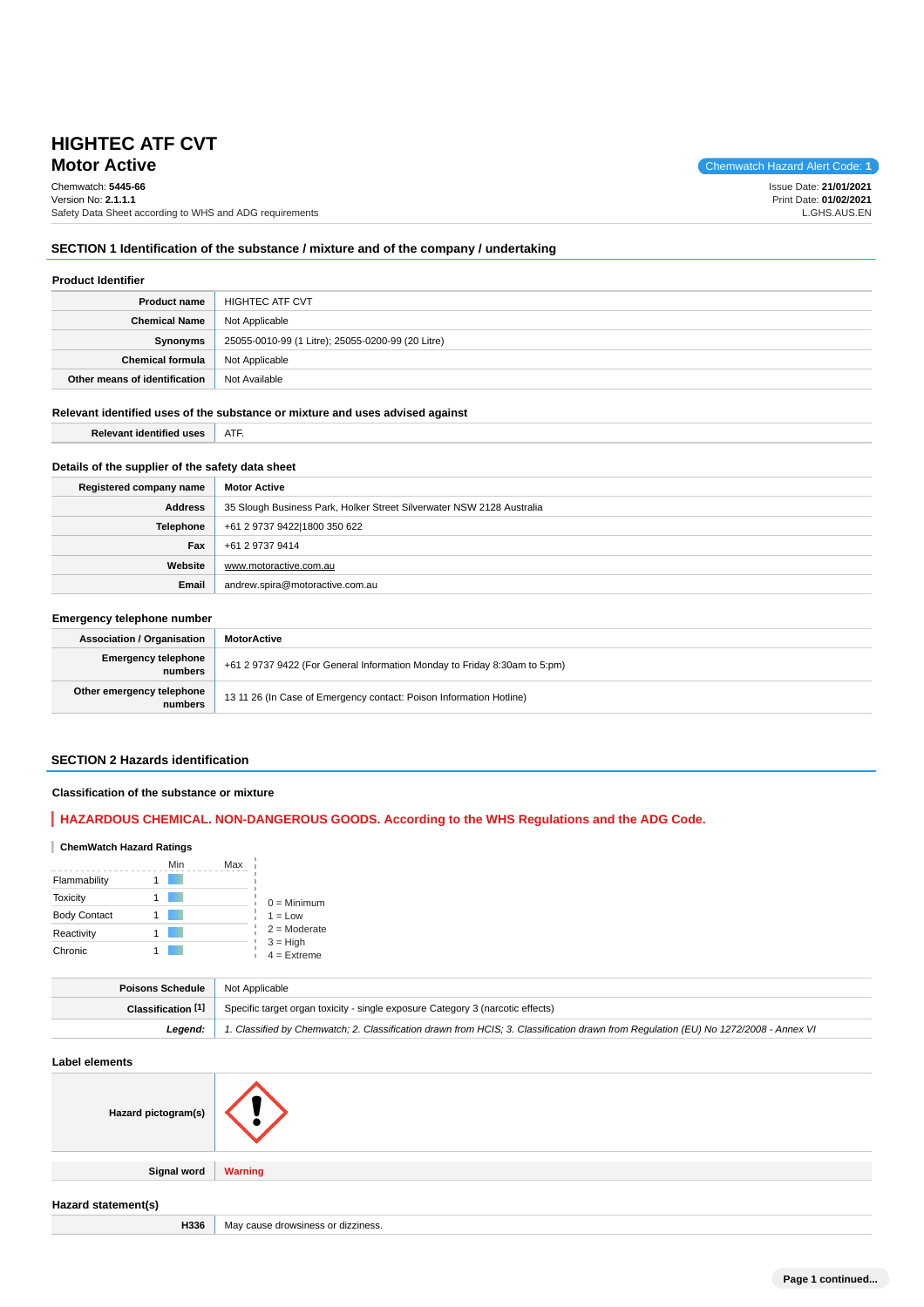# HIGHTEC ATF CVT
## Motor Active

Chemwatch Hazard Alert Code: **1**

Chemwatch: **5445-66**
Version No: **2.1.1.1**
Safety Data Sheet according to WHS and ADG requirements

Issue Date: **21/01/2021**
Print Date: **01/02/2021**
L.GHS.AUS.EN

## SECTION 1 Identification of the substance / mixture and of the company / undertaking

### Product Identifier

| | |
|---|---|
| **Product name** | HIGHTEC ATF CVT |
| **Chemical Name** | Not Applicable |
| **Synonyms** | 25055-0010-99 (1 Litre); 25055-0200-99 (20 Litre) |
| **Chemical formula** | Not Applicable |
| **Other means of identification** | Not Available |

### Relevant identified uses of the substance or mixture and uses advised against

| | |
|---|---|
| **Relevant identified uses** | ATF. |

### Details of the supplier of the safety data sheet

| | |
|---|---|
| **Registered company name** | **Motor Active** |
| **Address** | 35 Slough Business Park, Holker Street Silverwater NSW 2128 Australia |
| **Telephone** | +61 2 9737 9422\|1800 350 622 |
| **Fax** | +61 2 9737 9414 |
| **Website** | www.motoractive.com.au |
| **Email** | andrew.spira@motoractive.com.au |

### Emergency telephone number

| | |
|---|---|
| **Association / Organisation** | **MotorActive** |
| **Emergency telephone numbers** | +61 2 9737 9422 (For General Information Monday to Friday 8:30am to 5:pm) |
| **Other emergency telephone numbers** | 13 11 26 (In Case of Emergency contact: Poison Information Hotline) |

## SECTION 2 Hazards identification

### Classification of the substance or mixture

**HAZARDOUS CHEMICAL. NON-DANGEROUS GOODS. According to the WHS Regulations and the ADG Code.**

**ChemWatch Hazard Ratings**

| | Min | Max |
|---|---|---|
| Flammability | 1 | |
| Toxicity | 1 | |
| Body Contact | 1 | |
| Reactivity | 1 | |
| Chronic | 1 | |

0 = Minimum
1 = Low
2 = Moderate
3 = High
4 = Extreme

| | |
|---|---|
| **Poisons Schedule** | Not Applicable |
| **Classification [1]** | Specific target organ toxicity - single exposure Category 3 (narcotic effects) |
| ***Legend:*** | *1. Classified by Chemwatch; 2. Classification drawn from HCIS; 3. Classification drawn from Regulation (EU) No 1272/2008 - Annex VI* |

### Label elements

| | |
|---|---|
| **Hazard pictogram(s)** | |
| **Signal word** | **Warning** |

### Hazard statement(s)

| | |
|---|---|
| **H336** | May cause drowsiness or dizziness. |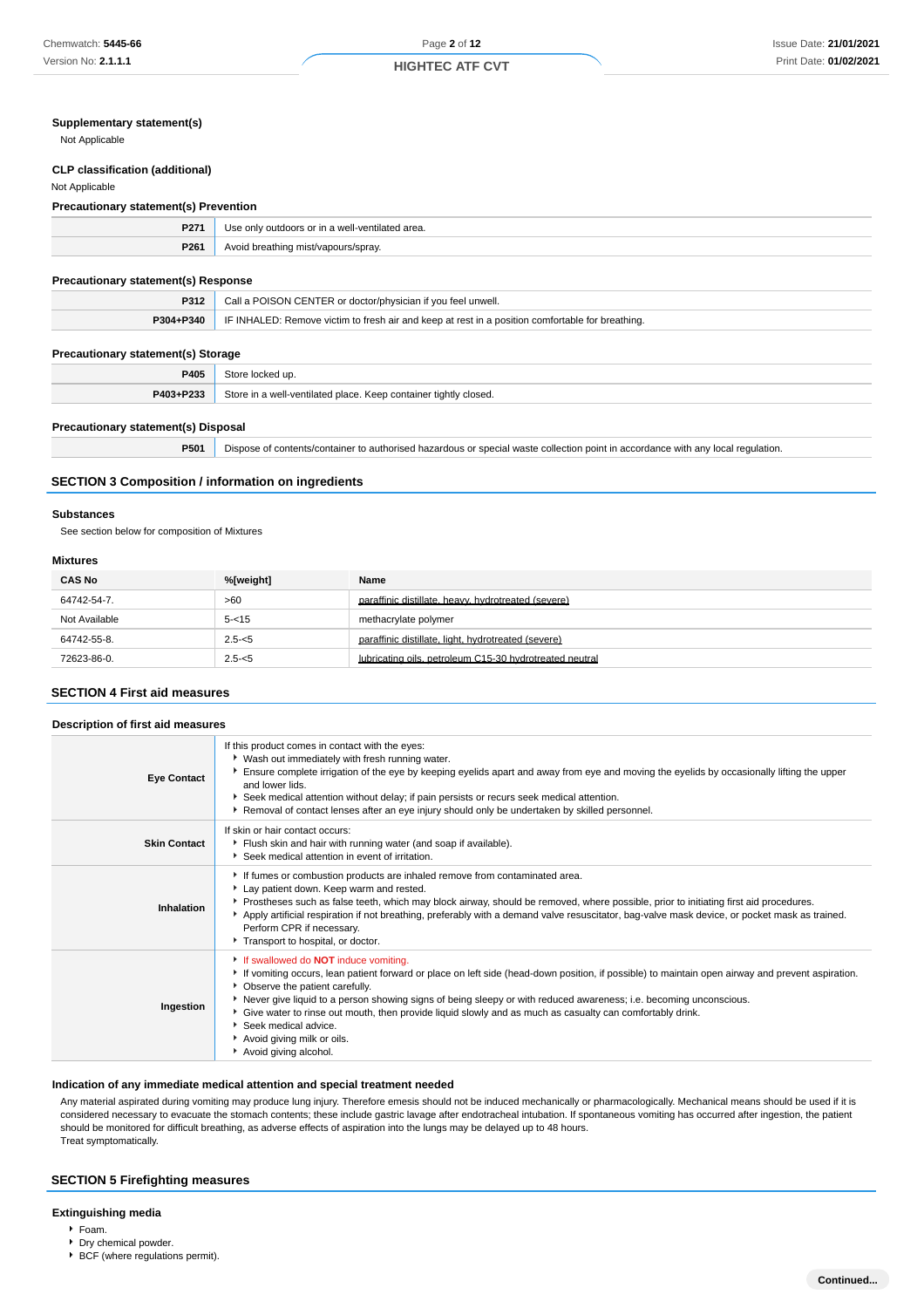### Supplementary statement(s)

Not Applicable

### CLP classification (additional)

Not Applicable

### Precautionary statement(s) Prevention

| | |
|---|---|
| **P271** | Use only outdoors or in a well-ventilated area. |
| **P261** | Avoid breathing mist/vapours/spray. |

### Precautionary statement(s) Response

| | |
|---|---|
| **P312** | Call a POISON CENTER or doctor/physician if you feel unwell. |
| **P304+P340** | IF INHALED: Remove victim to fresh air and keep at rest in a position comfortable for breathing. |

### Precautionary statement(s) Storage

| | |
|---|---|
| **P405** | Store locked up. |
| **P403+P233** | Store in a well-ventilated place. Keep container tightly closed. |

### Precautionary statement(s) Disposal

| | |
|---|---|
| **P501** | Dispose of contents/container to authorised hazardous or special waste collection point in accordance with any local regulation. |

## SECTION 3 Composition / information on ingredients

### Substances

See section below for composition of Mixtures

### Mixtures

| CAS No | %[weight] | Name |
|---|---|---|
| 64742-54-7. | >60 | paraffinic distillate, heavy, hydrotreated (severe) |
| Not Available | 5-<15 | methacrylate polymer |
| 64742-55-8. | 2.5-<5 | paraffinic distillate, light, hydrotreated (severe) |
| 72623-86-0. | 2.5-<5 | lubricating oils, petroleum C15-30 hydrotreated neutral |

## SECTION 4 First aid measures

### Description of first aid measures

| | |
|---|---|
| **Eye Contact** | If this product comes in contact with the eyes:<br>▸ Wash out immediately with fresh running water.<br>▸ Ensure complete irrigation of the eye by keeping eyelids apart and away from eye and moving the eyelids by occasionally lifting the upper and lower lids.<br>▸ Seek medical attention without delay; if pain persists or recurs seek medical attention.<br>▸ Removal of contact lenses after an eye injury should only be undertaken by skilled personnel. |
| **Skin Contact** | If skin or hair contact occurs:<br>▸ Flush skin and hair with running water (and soap if available).<br>▸ Seek medical attention in event of irritation. |
| **Inhalation** | ▸ If fumes or combustion products are inhaled remove from contaminated area.<br>▸ Lay patient down. Keep warm and rested.<br>▸ Prostheses such as false teeth, which may block airway, should be removed, where possible, prior to initiating first aid procedures.<br>▸ Apply artificial respiration if not breathing, preferably with a demand valve resuscitator, bag-valve mask device, or pocket mask as trained. Perform CPR if necessary.<br>▸ Transport to hospital, or doctor. |
| **Ingestion** | ▸ If swallowed do **NOT** induce vomiting.<br>▸ If vomiting occurs, lean patient forward or place on left side (head-down position, if possible) to maintain open airway and prevent aspiration.<br>▸ Observe the patient carefully.<br>▸ Never give liquid to a person showing signs of being sleepy or with reduced awareness; i.e. becoming unconscious.<br>▸ Give water to rinse out mouth, then provide liquid slowly and as much as casualty can comfortably drink.<br>▸ Seek medical advice.<br>▸ Avoid giving milk or oils.<br>▸ Avoid giving alcohol. |

### Indication of any immediate medical attention and special treatment needed

Any material aspirated during vomiting may produce lung injury. Therefore emesis should not be induced mechanically or pharmacologically. Mechanical means should be used if it is considered necessary to evacuate the stomach contents; these include gastric lavage after endotracheal intubation. If spontaneous vomiting has occurred after ingestion, the patient should be monitored for difficult breathing, as adverse effects of aspiration into the lungs may be delayed up to 48 hours.
Treat symptomatically.

## SECTION 5 Firefighting measures

### Extinguishing media

- Foam.
- Dry chemical powder.
- BCF (where regulations permit).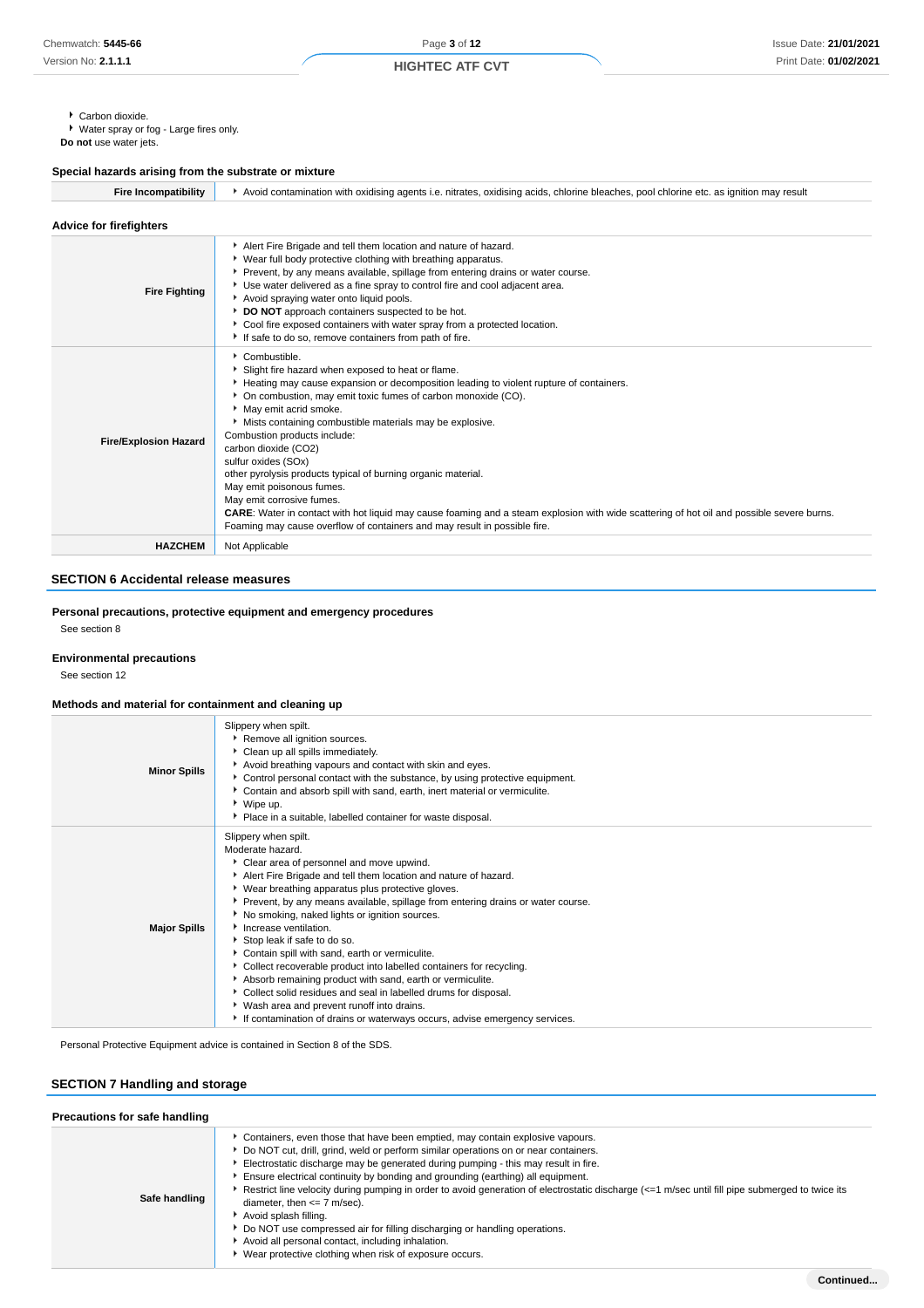- Carbon dioxide.
- Water spray or fog - Large fires only.

**Do not** use water jets.

### Special hazards arising from the substrate or mixture

| | |
|---|---|
| **Fire Incompatibility** | - Avoid contamination with oxidising agents i.e. nitrates, oxidising acids, chlorine bleaches, pool chlorine etc. as ignition may result |

### Advice for firefighters

| | |
|---|---|
| **Fire Fighting** | - Alert Fire Brigade and tell them location and nature of hazard.<br>- Wear full body protective clothing with breathing apparatus.<br>- Prevent, by any means available, spillage from entering drains or water course.<br>- Use water delivered as a fine spray to control fire and cool adjacent area.<br>- Avoid spraying water onto liquid pools.<br>- **DO NOT** approach containers suspected to be hot.<br>- Cool fire exposed containers with water spray from a protected location.<br>- If safe to do so, remove containers from path of fire. |
| **Fire/Explosion Hazard** | - Combustible.<br>- Slight fire hazard when exposed to heat or flame.<br>- Heating may cause expansion or decomposition leading to violent rupture of containers.<br>- On combustion, may emit toxic fumes of carbon monoxide (CO).<br>- May emit acrid smoke.<br>- Mists containing combustible materials may be explosive.<br>Combustion products include:<br>carbon dioxide ($CO_2$)<br>sulfur oxides ($SO_x$)<br>other pyrolysis products typical of burning organic material.<br>May emit poisonous fumes.<br>May emit corrosive fumes.<br>**CARE**: Water in contact with hot liquid may cause foaming and a steam explosion with wide scattering of hot oil and possible severe burns. Foaming may cause overflow of containers and may result in possible fire. |
| **HAZCHEM** | Not Applicable |

## SECTION 6 Accidental release measures

### Personal precautions, protective equipment and emergency procedures

See section 8

### Environmental precautions

See section 12

### Methods and material for containment and cleaning up

| | |
|---|---|
| **Minor Spills** | Slippery when spilt.<br>- Remove all ignition sources.<br>- Clean up all spills immediately.<br>- Avoid breathing vapours and contact with skin and eyes.<br>- Control personal contact with the substance, by using protective equipment.<br>- Contain and absorb spill with sand, earth, inert material or vermiculite.<br>- Wipe up.<br>- Place in a suitable, labelled container for waste disposal. |
| **Major Spills** | Slippery when spilt.<br>Moderate hazard.<br>- Clear area of personnel and move upwind.<br>- Alert Fire Brigade and tell them location and nature of hazard.<br>- Wear breathing apparatus plus protective gloves.<br>- Prevent, by any means available, spillage from entering drains or water course.<br>- No smoking, naked lights or ignition sources.<br>- Increase ventilation.<br>- Stop leak if safe to do so.<br>- Contain spill with sand, earth or vermiculite.<br>- Collect recoverable product into labelled containers for recycling.<br>- Absorb remaining product with sand, earth or vermiculite.<br>- Collect solid residues and seal in labelled drums for disposal.<br>- Wash area and prevent runoff into drains.<br>- If contamination of drains or waterways occurs, advise emergency services. |

Personal Protective Equipment advice is contained in Section 8 of the SDS.

## SECTION 7 Handling and storage

### Precautions for safe handling

| | |
|---|---|
| **Safe handling** | - Containers, even those that have been emptied, may contain explosive vapours.<br>- Do NOT cut, drill, grind, weld or perform similar operations on or near containers.<br>- Electrostatic discharge may be generated during pumping - this may result in fire.<br>- Ensure electrical continuity by bonding and grounding (earthing) all equipment.<br>- Restrict line velocity during pumping in order to avoid generation of electrostatic discharge (<=1 m/sec until fill pipe submerged to twice its diameter, then <= 7 m/sec).<br>- Avoid splash filling.<br>- Do NOT use compressed air for filling discharging or handling operations.<br>- Avoid all personal contact, including inhalation.<br>- Wear protective clothing when risk of exposure occurs. |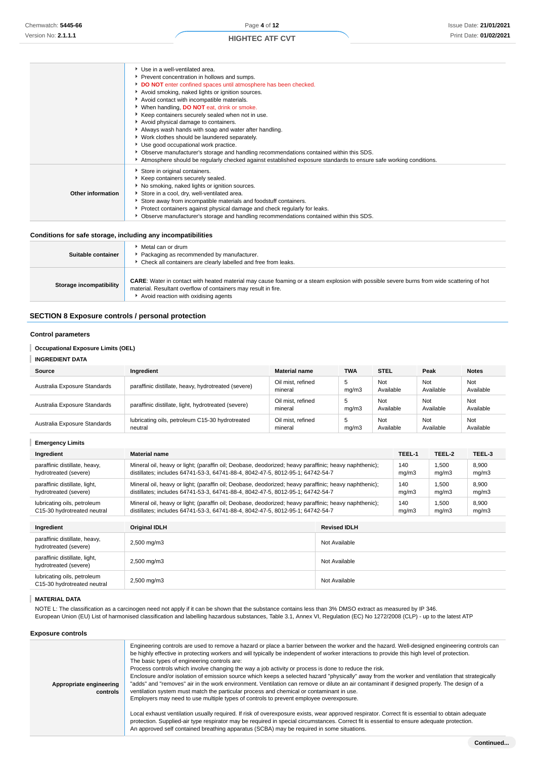| | |
|---|---|
| | • Use in a well-ventilated area.<br>• Prevent concentration in hollows and sumps.<br>• **DO NOT** enter confined spaces until atmosphere has been checked.<br>• Avoid smoking, naked lights or ignition sources.<br>• Avoid contact with incompatible materials.<br>• When handling, **DO NOT** eat, drink or smoke.<br>• Keep containers securely sealed when not in use.<br>• Avoid physical damage to containers.<br>• Always wash hands with soap and water after handling.<br>• Work clothes should be laundered separately.<br>• Use good occupational work practice.<br>• Observe manufacturer's storage and handling recommendations contained within this SDS.<br>• Atmosphere should be regularly checked against established exposure standards to ensure safe working conditions. |
| **Other information** | • Store in original containers.<br>• Keep containers securely sealed.<br>• No smoking, naked lights or ignition sources.<br>• Store in a cool, dry, well-ventilated area.<br>• Store away from incompatible materials and foodstuff containers.<br>• Protect containers against physical damage and check regularly for leaks.<br>• Observe manufacturer's storage and handling recommendations contained within this SDS. |

### Conditions for safe storage, including any incompatibilities

| | |
|---|---|
| **Suitable container** | • Metal can or drum<br>• Packaging as recommended by manufacturer.<br>• Check all containers are clearly labelled and free from leaks. |
| **Storage incompatibility** | **CARE**: Water in contact with heated material may cause foaming or a steam explosion with possible severe burns from wide scattering of hot material. Resultant overflow of containers may result in fire.<br>• Avoid reaction with oxidising agents |

## SECTION 8 Exposure controls / personal protection

### Control parameters

**Occupational Exposure Limits (OEL)**

**INGREDIENT DATA**

| Source | Ingredient | Material name | TWA | STEL | Peak | Notes |
|---|---|---|---|---|---|---|
| Australia Exposure Standards | paraffinic distillate, heavy, hydrotreated (severe) | Oil mist, refined mineral | 5 mg/m3 | Not Available | Not Available | Not Available |
| Australia Exposure Standards | paraffinic distillate, light, hydrotreated (severe) | Oil mist, refined mineral | 5 mg/m3 | Not Available | Not Available | Not Available |
| Australia Exposure Standards | lubricating oils, petroleum C15-30 hydrotreated neutral | Oil mist, refined mineral | 5 mg/m3 | Not Available | Not Available | Not Available |

**Emergency Limits**

| Ingredient | Material name | TEEL-1 | TEEL-2 | TEEL-3 |
|---|---|---|---|---|
| paraffinic distillate, heavy, hydrotreated (severe) | Mineral oil, heavy or light; (paraffin oil; Deobase, deodorized; heavy paraffinic; heavy naphthenic); distillates; includes 64741-53-3, 64741-88-4, 8042-47-5, 8012-95-1; 64742-54-7 | 140 mg/m3 | 1,500 mg/m3 | 8,900 mg/m3 |
| paraffinic distillate, light, hydrotreated (severe) | Mineral oil, heavy or light; (paraffin oil; Deobase, deodorized; heavy paraffinic; heavy naphthenic); distillates; includes 64741-53-3, 64741-88-4, 8042-47-5, 8012-95-1; 64742-54-7 | 140 mg/m3 | 1,500 mg/m3 | 8,900 mg/m3 |
| lubricating oils, petroleum C15-30 hydrotreated neutral | Mineral oil, heavy or light; (paraffin oil; Deobase, deodorized; heavy paraffinic; heavy naphthenic); distillates; includes 64741-53-3, 64741-88-4, 8042-47-5, 8012-95-1; 64742-54-7 | 140 mg/m3 | 1,500 mg/m3 | 8,900 mg/m3 |

| Ingredient | Original IDLH | Revised IDLH |
|---|---|---|
| paraffinic distillate, heavy, hydrotreated (severe) | 2,500 mg/m3 | Not Available |
| paraffinic distillate, light, hydrotreated (severe) | 2,500 mg/m3 | Not Available |
| lubricating oils, petroleum C15-30 hydrotreated neutral | 2,500 mg/m3 | Not Available |

**MATERIAL DATA**

NOTE L: The classification as a carcinogen need not apply if it can be shown that the substance contains less than 3% DMSO extract as measured by IP 346.
European Union (EU) List of harmonised classification and labelling hazardous substances, Table 3.1, Annex VI, Regulation (EC) No 1272/2008 (CLP) - up to the latest ATP

### Exposure controls

| | |
|---|---|
| **Appropriate engineering controls** | Engineering controls are used to remove a hazard or place a barrier between the worker and the hazard. Well-designed engineering controls can be highly effective in protecting workers and will typically be independent of worker interactions to provide this high level of protection.<br>The basic types of engineering controls are:<br>Process controls which involve changing the way a job activity or process is done to reduce the risk.<br>Enclosure and/or isolation of emission source which keeps a selected hazard "physically" away from the worker and ventilation that strategically "adds" and "removes" air in the work environment. Ventilation can remove or dilute an air contaminant if designed properly. The design of a ventilation system must match the particular process and chemical or contaminant in use.<br>Employers may need to use multiple types of controls to prevent employee overexposure.<br><br>Local exhaust ventilation usually required. If risk of overexposure exists, wear approved respirator. Correct fit is essential to obtain adequate protection. Supplied-air type respirator may be required in special circumstances. Correct fit is essential to ensure adequate protection.<br>An approved self contained breathing apparatus (SCBA) may be required in some situations. |

Continued...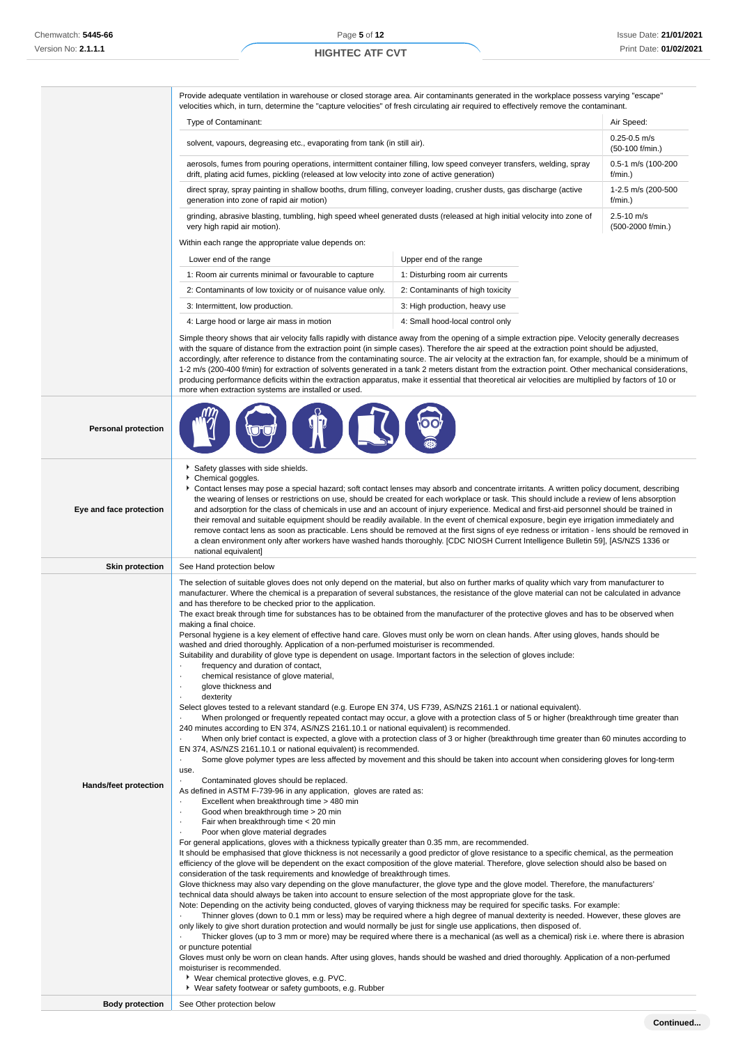Provide adequate ventilation in warehouse or closed storage area. Air contaminants generated in the workplace possess varying "escape" velocities which, in turn, determine the "capture velocities" of fresh circulating air required to effectively remove the contaminant.

| Type of Contaminant: | Air Speed: |
|---|---|
| solvent, vapours, degreasing etc., evaporating from tank (in still air). | 0.25-0.5 m/s (50-100 f/min.) |
| aerosols, fumes from pouring operations, intermittent container filling, low speed conveyer transfers, welding, spray drift, plating acid fumes, pickling (released at low velocity into zone of active generation) | 0.5-1 m/s (100-200 f/min.) |
| direct spray, spray painting in shallow booths, drum filling, conveyer loading, crusher dusts, gas discharge (active generation into zone of rapid air motion) | 1-2.5 m/s (200-500 f/min.) |
| grinding, abrasive blasting, tumbling, high speed wheel generated dusts (released at high initial velocity into zone of very high rapid air motion). | 2.5-10 m/s (500-2000 f/min.) |

Within each range the appropriate value depends on:

| Lower end of the range | Upper end of the range |
|---|---|
| 1: Room air currents minimal or favourable to capture | 1: Disturbing room air currents |
| 2: Contaminants of low toxicity or of nuisance value only. | 2: Contaminants of high toxicity |
| 3: Intermittent, low production. | 3: High production, heavy use |
| 4: Large hood or large air mass in motion | 4: Small hood-local control only |

Simple theory shows that air velocity falls rapidly with distance away from the opening of a simple extraction pipe. Velocity generally decreases with the square of distance from the extraction point (in simple cases). Therefore the air speed at the extraction point should be adjusted, accordingly, after reference to distance from the contaminating source. The air velocity at the extraction fan, for example, should be a minimum of 1-2 m/s (200-400 f/min) for extraction of solvents generated in a tank 2 meters distant from the extraction point. Other mechanical considerations, producing performance deficits within the extraction apparatus, make it essential that theoretical air velocities are multiplied by factors of 10 or more when extraction systems are installed or used.

**Personal protection**

**Eye and face protection**

- Safety glasses with side shields.
- Chemical goggles.
- Contact lenses may pose a special hazard; soft contact lenses may absorb and concentrate irritants. A written policy document, describing the wearing of lenses or restrictions on use, should be created for each workplace or task. This should include a review of lens absorption and adsorption for the class of chemicals in use and an account of injury experience. Medical and first-aid personnel should be trained in their removal and suitable equipment should be readily available. In the event of chemical exposure, begin eye irrigation immediately and remove contact lens as soon as practicable. Lens should be removed at the first signs of eye redness or irritation - lens should be removed in a clean environment only after workers have washed hands thoroughly. [CDC NIOSH Current Intelligence Bulletin 59], [AS/NZS 1336 or national equivalent]

**Skin protection**

See Hand protection below

**Hands/feet protection**

The selection of suitable gloves does not only depend on the material, but also on further marks of quality which vary from manufacturer to manufacturer. Where the chemical is a preparation of several substances, the resistance of the glove material can not be calculated in advance and has therefore to be checked prior to the application.
The exact break through time for substances has to be obtained from the manufacturer of the protective gloves and has to be observed when making a final choice.
Personal hygiene is a key element of effective hand care. Gloves must only be worn on clean hands. After using gloves, hands should be washed and dried thoroughly. Application of a non-perfumed moisturiser is recommended.
Suitability and durability of glove type is dependent on usage. Important factors in the selection of gloves include:

- frequency and duration of contact,
- chemical resistance of glove material,
- glove thickness and
- dexterity

Select gloves tested to a relevant standard (e.g. Europe EN 374, US F739, AS/NZS 2161.1 or national equivalent).

- When prolonged or frequently repeated contact may occur, a glove with a protection class of 5 or higher (breakthrough time greater than 240 minutes according to EN 374, AS/NZS 2161.10.1 or national equivalent) is recommended.
- When only brief contact is expected, a glove with a protection class of 3 or higher (breakthrough time greater than 60 minutes according to EN 374, AS/NZS 2161.10.1 or national equivalent) is recommended.
- Some glove polymer types are less affected by movement and this should be taken into account when considering gloves for long-term use.
- Contaminated gloves should be replaced.

As defined in ASTM F-739-96 in any application, gloves are rated as:

- Excellent when breakthrough time > 480 min
- Good when breakthrough time > 20 min
- Fair when breakthrough time < 20 min
- Poor when glove material degrades

For general applications, gloves with a thickness typically greater than 0.35 mm, are recommended.
It should be emphasised that glove thickness is not necessarily a good predictor of glove resistance to a specific chemical, as the permeation efficiency of the glove will be dependent on the exact composition of the glove material. Therefore, glove selection should also be based on consideration of the task requirements and knowledge of breakthrough times.
Glove thickness may also vary depending on the glove manufacturer, the glove type and the glove model. Therefore, the manufacturers' technical data should always be taken into account to ensure selection of the most appropriate glove for the task.
Note: Depending on the activity being conducted, gloves of varying thickness may be required for specific tasks. For example:

- Thinner gloves (down to 0.1 mm or less) may be required where a high degree of manual dexterity is needed. However, these gloves are only likely to give short duration protection and would normally be just for single use applications, then disposed of.
- Thicker gloves (up to 3 mm or more) may be required where there is a mechanical (as well as a chemical) risk i.e. where there is abrasion or puncture potential

Gloves must only be worn on clean hands. After using gloves, hands should be washed and dried thoroughly. Application of a non-perfumed moisturiser is recommended.

- Wear chemical protective gloves, e.g. PVC.
- Wear safety footwear or safety gumboots, e.g. Rubber

**Body protection**

See Other protection below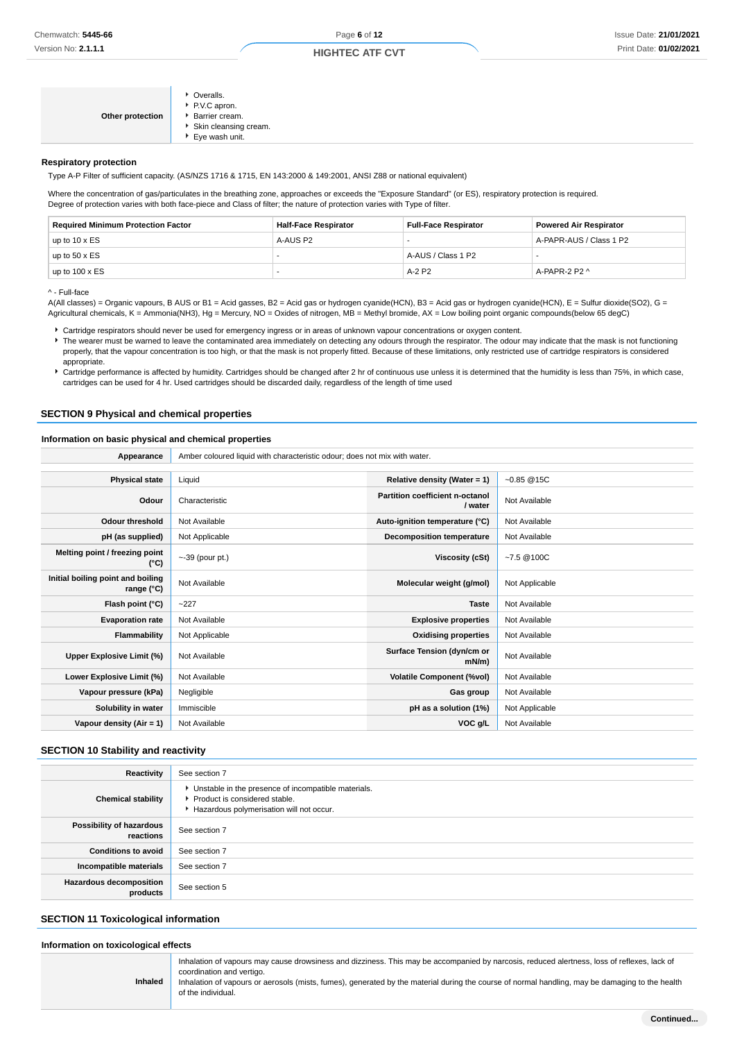| | |
|---|---|
| **Other protection** | ▸ Overalls.<br>▸ P.V.C apron.<br>▸ Barrier cream.<br>▸ Skin cleansing cream.<br>▸ Eye wash unit. |

### Respiratory protection

Type A-P Filter of sufficient capacity. (AS/NZS 1716 & 1715, EN 143:2000 & 149:2001, ANSI Z88 or national equivalent)

Where the concentration of gas/particulates in the breathing zone, approaches or exceeds the "Exposure Standard" (or ES), respiratory protection is required.
Degree of protection varies with both face-piece and Class of filter; the nature of protection varies with Type of filter.

| Required Minimum Protection Factor | Half-Face Respirator | Full-Face Respirator | Powered Air Respirator |
|---|---|---|---|
| up to 10 x ES | A-AUS P2 | - | A-PAPR-AUS / Class 1 P2 |
| up to 50 x ES | - | A-AUS / Class 1 P2 | - |
| up to 100 x ES | - | A-2 P2 | A-PAPR-2 P2 ^ |

^ - Full-face

A(All classes) = Organic vapours, B AUS or B1 = Acid gasses, B2 = Acid gas or hydrogen cyanide(HCN), B3 = Acid gas or hydrogen cyanide(HCN), E = Sulfur dioxide(SO2), G = Agricultural chemicals, K = Ammonia(NH3), Hg = Mercury, NO = Oxides of nitrogen, MB = Methyl bromide, AX = Low boiling point organic compounds(below 65 degC)

- Cartridge respirators should never be used for emergency ingress or in areas of unknown vapour concentrations or oxygen content.
- The wearer must be warned to leave the contaminated area immediately on detecting any odours through the respirator. The odour may indicate that the mask is not functioning properly, that the vapour concentration is too high, or that the mask is not properly fitted. Because of these limitations, only restricted use of cartridge respirators is considered appropriate.
- Cartridge performance is affected by humidity. Cartridges should be changed after 2 hr of continuous use unless it is determined that the humidity is less than 75%, in which case, cartridges can be used for 4 hr. Used cartridges should be discarded daily, regardless of the length of time used

## SECTION 9 Physical and chemical properties

### Information on basic physical and chemical properties

| | | | |
|---|---|---|---|
| **Appearance** | Amber coloured liquid with characteristic odour; does not mix with water. | | |
| **Physical state** | Liquid | **Relative density (Water = 1)** | ~0.85 @15C |
| **Odour** | Characteristic | **Partition coefficient n-octanol / water** | Not Available |
| **Odour threshold** | Not Available | **Auto-ignition temperature (°C)** | Not Available |
| **pH (as supplied)** | Not Applicable | **Decomposition temperature** | Not Available |
| **Melting point / freezing point (°C)** | ~-39 (pour pt.) | **Viscosity (cSt)** | ~7.5 @100C |
| **Initial boiling point and boiling range (°C)** | Not Available | **Molecular weight (g/mol)** | Not Applicable |
| **Flash point (°C)** | ~227 | **Taste** | Not Available |
| **Evaporation rate** | Not Available | **Explosive properties** | Not Available |
| **Flammability** | Not Applicable | **Oxidising properties** | Not Available |
| **Upper Explosive Limit (%)** | Not Available | **Surface Tension (dyn/cm or mN/m)** | Not Available |
| **Lower Explosive Limit (%)** | Not Available | **Volatile Component (%vol)** | Not Available |
| **Vapour pressure (kPa)** | Negligible | **Gas group** | Not Available |
| **Solubility in water** | Immiscible | **pH as a solution (1%)** | Not Applicable |
| **Vapour density (Air = 1)** | Not Available | **VOC g/L** | Not Available |

## SECTION 10 Stability and reactivity

| | |
|---|---|
| **Reactivity** | See section 7 |
| **Chemical stability** | ▸ Unstable in the presence of incompatible materials.<br>▸ Product is considered stable.<br>▸ Hazardous polymerisation will not occur. |
| **Possibility of hazardous reactions** | See section 7 |
| **Conditions to avoid** | See section 7 |
| **Incompatible materials** | See section 7 |
| **Hazardous decomposition products** | See section 5 |

## SECTION 11 Toxicological information

### Information on toxicological effects

| | |
|---|---|
| **Inhaled** | Inhalation of vapours may cause drowsiness and dizziness. This may be accompanied by narcosis, reduced alertness, loss of reflexes, lack of coordination and vertigo.<br>Inhalation of vapours or aerosols (mists, fumes), generated by the material during the course of normal handling, may be damaging to the health of the individual. |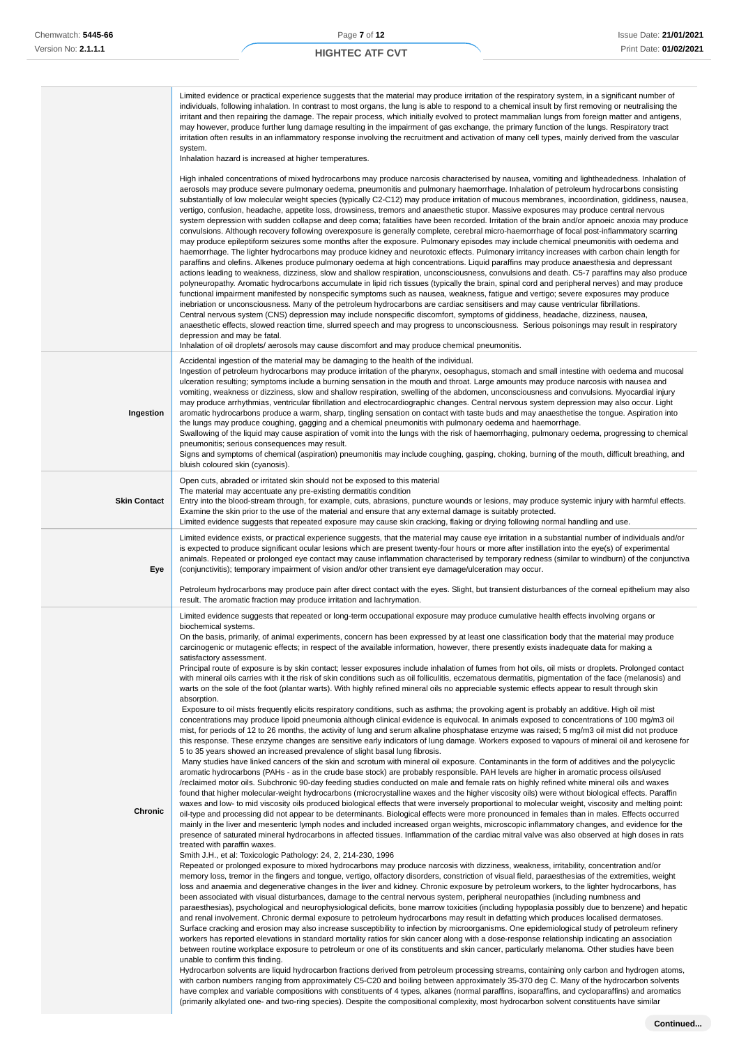| | |
|---|---|
| | Limited evidence or practical experience suggests that the material may produce irritation of the respiratory system, in a significant number of individuals, following inhalation. In contrast to most organs, the lung is able to respond to a chemical insult by first removing or neutralising the irritant and then repairing the damage. The repair process, which initially evolved to protect mammalian lungs from foreign matter and antigens, may however, produce further lung damage resulting in the impairment of gas exchange, the primary function of the lungs. Respiratory tract irritation often results in an inflammatory response involving the recruitment and activation of many cell types, mainly derived from the vascular system.<br>Inhalation hazard is increased at higher temperatures.<br><br>High inhaled concentrations of mixed hydrocarbons may produce narcosis characterised by nausea, vomiting and lightheadedness. Inhalation of aerosols may produce severe pulmonary oedema, pneumonitis and pulmonary haemorrhage. Inhalation of petroleum hydrocarbons consisting substantially of low molecular weight species (typically C2-C12) may produce irritation of mucous membranes, incoordination, giddiness, nausea, vertigo, confusion, headache, appetite loss, drowsiness, tremors and anaesthetic stupor. Massive exposures may produce central nervous system depression with sudden collapse and deep coma; fatalities have been recorded. Irritation of the brain and/or apnoeic anoxia may produce convulsions. Although recovery following overexposure is generally complete, cerebral micro-haemorrhage of focal post-inflammatory scarring may produce epileptiform seizures some months after the exposure. Pulmonary episodes may include chemical pneumonitis with oedema and haemorrhage. The lighter hydrocarbons may produce kidney and neurotoxic effects. Pulmonary irritancy increases with carbon chain length for paraffins and olefins. Alkenes produce pulmonary oedema at high concentrations. Liquid paraffins may produce anaesthesia and depressant actions leading to weakness, dizziness, slow and shallow respiration, unconsciousness, convulsions and death. C5-7 paraffins may also produce polyneuropathy. Aromatic hydrocarbons accumulate in lipid rich tissues (typically the brain, spinal cord and peripheral nerves) and may produce functional impairment manifested by nonspecific symptoms such as nausea, weakness, fatigue and vertigo; severe exposures may produce inebriation or unconsciousness. Many of the petroleum hydrocarbons are cardiac sensitisers and may cause ventricular fibrillations.<br>Central nervous system (CNS) depression may include nonspecific discomfort, symptoms of giddiness, headache, dizziness, nausea, anaesthetic effects, slowed reaction time, slurred speech and may progress to unconsciousness. Serious poisonings may result in respiratory depression and may be fatal.<br>Inhalation of oil droplets/ aerosols may cause discomfort and may produce chemical pneumonitis. |
| **Ingestion** | Accidental ingestion of the material may be damaging to the health of the individual.<br>Ingestion of petroleum hydrocarbons may produce irritation of the pharynx, oesophagus, stomach and small intestine with oedema and mucosal ulceration resulting; symptoms include a burning sensation in the mouth and throat. Large amounts may produce narcosis with nausea and vomiting, weakness or dizziness, slow and shallow respiration, swelling of the abdomen, unconsciousness and convulsions. Myocardial injury may produce arrhythmias, ventricular fibrillation and electrocardiographic changes. Central nervous system depression may also occur. Light aromatic hydrocarbons produce a warm, sharp, tingling sensation on contact with taste buds and may anaesthetise the tongue. Aspiration into the lungs may produce coughing, gagging and a chemical pneumonitis with pulmonary oedema and haemorrhage.<br>Swallowing of the liquid may cause aspiration of vomit into the lungs with the risk of haemorrhaging, pulmonary oedema, progressing to chemical pneumonitis; serious consequences may result.<br>Signs and symptoms of chemical (aspiration) pneumonitis may include coughing, gasping, choking, burning of the mouth, difficult breathing, and bluish coloured skin (cyanosis). |
| **Skin Contact** | Open cuts, abraded or irritated skin should not be exposed to this material<br>The material may accentuate any pre-existing dermatitis condition<br>Entry into the blood-stream through, for example, cuts, abrasions, puncture wounds or lesions, may produce systemic injury with harmful effects. Examine the skin prior to the use of the material and ensure that any external damage is suitably protected.<br>Limited evidence suggests that repeated exposure may cause skin cracking, flaking or drying following normal handling and use. |
| **Eye** | Limited evidence exists, or practical experience suggests, that the material may cause eye irritation in a substantial number of individuals and/or is expected to produce significant ocular lesions which are present twenty-four hours or more after instillation into the eye(s) of experimental animals. Repeated or prolonged eye contact may cause inflammation characterised by temporary redness (similar to windburn) of the conjunctiva (conjunctivitis); temporary impairment of vision and/or other transient eye damage/ulceration may occur.<br><br>Petroleum hydrocarbons may produce pain after direct contact with the eyes. Slight, but transient disturbances of the corneal epithelium may also result. The aromatic fraction may produce irritation and lachrymation. |
| **Chronic** | Limited evidence suggests that repeated or long-term occupational exposure may produce cumulative health effects involving organs or biochemical systems.<br>On the basis, primarily, of animal experiments, concern has been expressed by at least one classification body that the material may produce carcinogenic or mutagenic effects; in respect of the available information, however, there presently exists inadequate data for making a satisfactory assessment.<br>Principal route of exposure is by skin contact; lesser exposures include inhalation of fumes from hot oils, oil mists or droplets. Prolonged contact with mineral oils carries with it the risk of skin conditions such as oil folliculitis, eczematous dermatitis, pigmentation of the face (melanosis) and warts on the sole of the foot (plantar warts). With highly refined mineral oils no appreciable systemic effects appear to result through skin absorption.<br>Exposure to oil mists frequently elicits respiratory conditions, such as asthma; the provoking agent is probably an additive. High oil mist concentrations may produce lipoid pneumonia although clinical evidence is equivocal. In animals exposed to concentrations of 100 mg/m3 oil mist, for periods of 12 to 26 months, the activity of lung and serum alkaline phosphatase enzyme was raised; 5 mg/m3 oil mist did not produce this response. These enzyme changes are sensitive early indicators of lung damage. Workers exposed to vapours of mineral oil and kerosene for 5 to 35 years showed an increased prevalence of slight basal lung fibrosis.<br>Many studies have linked cancers of the skin and scrotum with mineral oil exposure. Contaminants in the form of additives and the polycyclic aromatic hydrocarbons (PAHs - as in the crude base stock) are probably responsible. PAH levels are higher in aromatic process oils/used /reclaimed motor oils. Subchronic 90-day feeding studies conducted on male and female rats on highly refined white mineral oils and waxes found that higher molecular-weight hydrocarbons (microcrystalline waxes and the higher viscosity oils) were without biological effects. Paraffin waxes and low- to mid viscosity oils produced biological effects that were inversely proportional to molecular weight, viscosity and melting point: oil-type and processing did not appear to be determinants. Biological effects were more pronounced in females than in males. Effects occurred mainly in the liver and mesenteric lymph nodes and included increased organ weights, microscopic inflammatory changes, and evidence for the presence of saturated mineral hydrocarbons in affected tissues. Inflammation of the cardiac mitral valve was also observed at high doses in rats treated with paraffin waxes.<br>Smith J.H., et al: Toxicologic Pathology: 24, 2, 214-230, 1996<br>Repeated or prolonged exposure to mixed hydrocarbons may produce narcosis with dizziness, weakness, irritability, concentration and/or memory loss, tremor in the fingers and tongue, vertigo, olfactory disorders, constriction of visual field, paraesthesias of the extremities, weight loss and anaemia and degenerative changes in the liver and kidney. Chronic exposure by petroleum workers, to the lighter hydrocarbons, has been associated with visual disturbances, damage to the central nervous system, peripheral neuropathies (including numbness and paraesthesias), psychological and neurophysiological deficits, bone marrow toxicities (including hypoplasia possibly due to benzene) and hepatic and renal involvement. Chronic dermal exposure to petroleum hydrocarbons may result in defatting which produces localised dermatoses. Surface cracking and erosion may also increase susceptibility to infection by microorganisms. One epidemiological study of petroleum refinery workers has reported elevations in standard mortality ratios for skin cancer along with a dose-response relationship indicating an association between routine workplace exposure to petroleum or one of its constituents and skin cancer, particularly melanoma. Other studies have been unable to confirm this finding.<br>Hydrocarbon solvents are liquid hydrocarbon fractions derived from petroleum processing streams, containing only carbon and hydrogen atoms, with carbon numbers ranging from approximately C5-C20 and boiling between approximately 35-370 deg C. Many of the hydrocarbon solvents have complex and variable compositions with constituents of 4 types, alkanes (normal paraffins, isoparaffins, and cycloparaffins) and aromatics (primarily alkylated one- and two-ring species). Despite the compositional complexity, most hydrocarbon solvent constituents have similar |

Continued...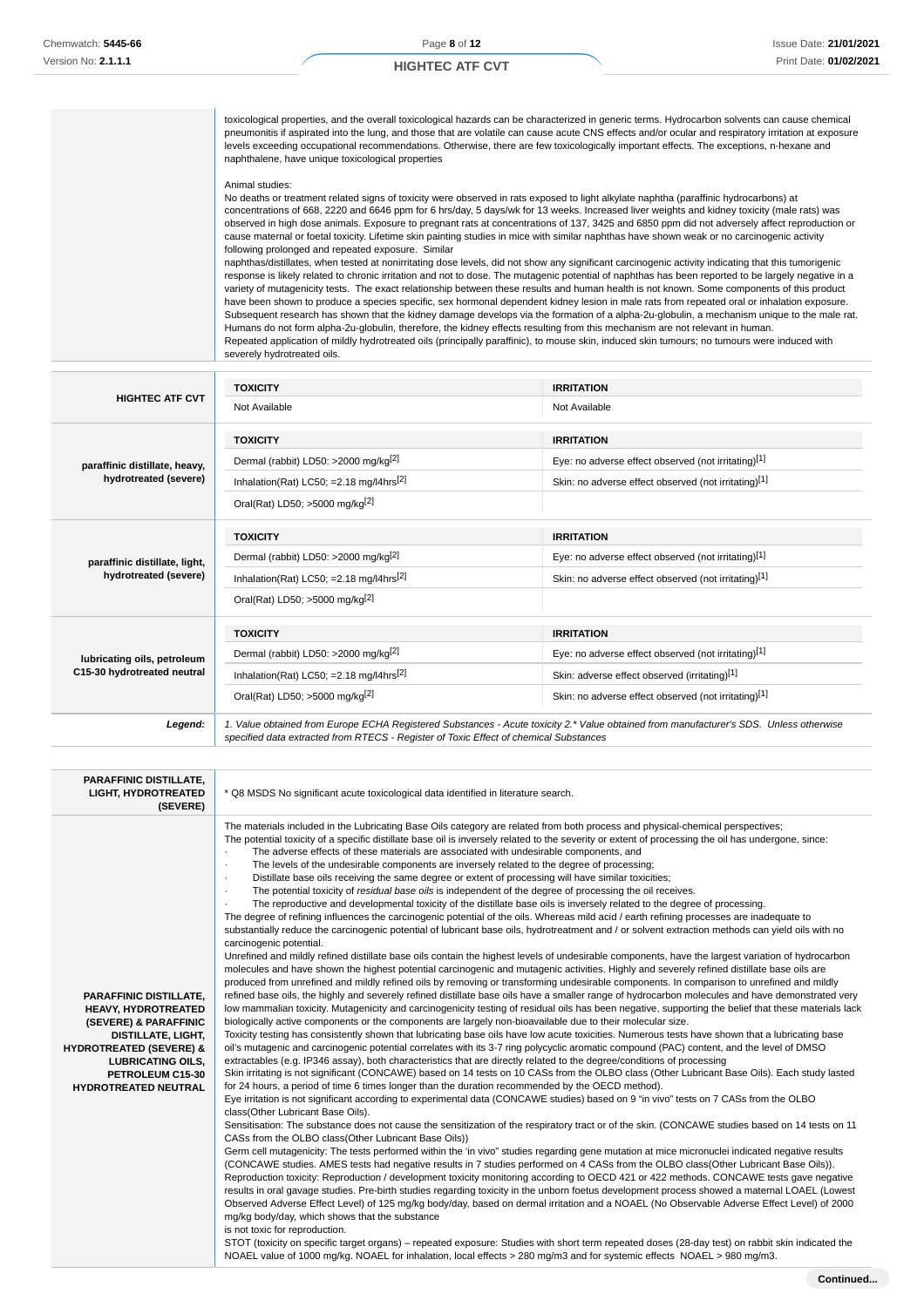toxicological properties, and the overall toxicological hazards can be characterized in generic terms. Hydrocarbon solvents can cause chemical pneumonitis if aspirated into the lung, and those that are volatile can cause acute CNS effects and/or ocular and respiratory irritation at exposure levels exceeding occupational recommendations. Otherwise, there are few toxicologically important effects. The exceptions, n-hexane and naphthalene, have unique toxicological properties

Animal studies:
No deaths or treatment related signs of toxicity were observed in rats exposed to light alkylate naphtha (paraffinic hydrocarbons) at concentrations of 668, 2220 and 6646 ppm for 6 hrs/day, 5 days/wk for 13 weeks. Increased liver weights and kidney toxicity (male rats) was observed in high dose animals. Exposure to pregnant rats at concentrations of 137, 3425 and 6850 ppm did not adversely affect reproduction or cause maternal or foetal toxicity. Lifetime skin painting studies in mice with similar naphthas have shown weak or no carcinogenic activity following prolonged and repeated exposure. Similar naphthas/distillates, when tested at nonirritating dose levels, did not show any significant carcinogenic activity indicating that this tumorigenic response is likely related to chronic irritation and not to dose. The mutagenic potential of naphthas has been reported to be largely negative in a variety of mutagenicity tests. The exact relationship between these results and human health is not known. Some components of this product have been shown to produce a species specific, sex hormonal dependent kidney lesion in male rats from repeated oral or inhalation exposure. Subsequent research has shown that the kidney damage develops via the formation of a alpha-2u-globulin, a mechanism unique to the male rat. Humans do not form alpha-2u-globulin, therefore, the kidney effects resulting from this mechanism are not relevant in human.
Repeated application of mildly hydrotreated oils (principally paraffinic), to mouse skin, induced skin tumours; no tumours were induced with severely hydrotreated oils.

| | TOXICITY | IRRITATION |
|---|---|---|
| **HIGHTEC ATF CVT** | Not Available | Not Available |
| **paraffinic distillate, heavy, hydrotreated (severe)** | Dermal (rabbit) LD50: >2000 mg/kg[2] | Eye: no adverse effect observed (not irritating)[1] |
| | Inhalation(Rat) LC50; =2.18 mg/l4hrs[2] | Skin: no adverse effect observed (not irritating)[1] |
| | Oral(Rat) LD50; >5000 mg/kg[2] | |
| **paraffinic distillate, light, hydrotreated (severe)** | Dermal (rabbit) LD50: >2000 mg/kg[2] | Eye: no adverse effect observed (not irritating)[1] |
| | Inhalation(Rat) LC50; =2.18 mg/l4hrs[2] | Skin: no adverse effect observed (not irritating)[1] |
| | Oral(Rat) LD50; >5000 mg/kg[2] | |
| **lubricating oils, petroleum C15-30 hydrotreated neutral** | Dermal (rabbit) LD50: >2000 mg/kg[2] | Eye: no adverse effect observed (not irritating)[1] |
| | Inhalation(Rat) LC50; =2.18 mg/l4hrs[2] | Skin: adverse effect observed (irritating)[1] |
| | Oral(Rat) LD50; >5000 mg/kg[2] | Skin: no adverse effect observed (not irritating)[1] |

***Legend:*** *1. Value obtained from Europe ECHA Registered Substances - Acute toxicity 2.\* Value obtained from manufacturer's SDS. Unless otherwise specified data extracted from RTECS - Register of Toxic Effect of chemical Substances*

**PARAFFINIC DISTILLATE, LIGHT, HYDROTREATED (SEVERE)**

\* Q8 MSDS No significant acute toxicological data identified in literature search.

**PARAFFINIC DISTILLATE, HEAVY, HYDROTREATED (SEVERE) & PARAFFINIC DISTILLATE, LIGHT, HYDROTREATED (SEVERE) & LUBRICATING OILS, PETROLEUM C15-30 HYDROTREATED NEUTRAL**

The materials included in the Lubricating Base Oils category are related from both process and physical-chemical perspectives;
The potential toxicity of a specific distillate base oil is inversely related to the severity or extent of processing the oil has undergone, since:

- The adverse effects of these materials are associated with undesirable components, and
- The levels of the undesirable components are inversely related to the degree of processing;
- Distillate base oils receiving the same degree or extent of processing will have similar toxicities;
- The potential toxicity of *residual base oils* is independent of the degree of processing the oil receives.
- The reproductive and developmental toxicity of the distillate base oils is inversely related to the degree of processing.

The degree of refining influences the carcinogenic potential of the oils. Whereas mild acid / earth refining processes are inadequate to substantially reduce the carcinogenic potential of lubricant base oils, hydrotreatment and / or solvent extraction methods can yield oils with no carcinogenic potential.
Unrefined and mildly refined distillate base oils contain the highest levels of undesirable components, have the largest variation of hydrocarbon molecules and have shown the highest potential carcinogenic and mutagenic activities. Highly and severely refined distillate base oils are produced from unrefined and mildly refined oils by removing or transforming undesirable components. In comparison to unrefined and mildly refined base oils, the highly and severely refined distillate base oils have a smaller range of hydrocarbon molecules and have demonstrated very low mammalian toxicity. Mutagenicity and carcinogenicity testing of residual oils has been negative, supporting the belief that these materials lack biologically active components or the components are largely non-bioavailable due to their molecular size.
Toxicity testing has consistently shown that lubricating base oils have low acute toxicities. Numerous tests have shown that a lubricating base oil's mutagenic and carcinogenic potential correlates with its 3-7 ring polycyclic aromatic compound (PAC) content, and the level of DMSO extractables (e.g. IP346 assay), both characteristics that are directly related to the degree/conditions of processing
Skin irritating is not significant (CONCAWE) based on 14 tests on 10 CASs from the OLBO class (Other Lubricant Base Oils). Each study lasted for 24 hours, a period of time 6 times longer than the duration recommended by the OECD method).
Eye irritation is not significant according to experimental data (CONCAWE studies) based on 9 "in vivo" tests on 7 CASs from the OLBO class(Other Lubricant Base Oils).
Sensitisation: The substance does not cause the sensitization of the respiratory tract or of the skin. (CONCAWE studies based on 14 tests on 11 CASs from the OLBO class(Other Lubricant Base Oils))
Germ cell mutagenicity: The tests performed within the 'in vivo" studies regarding gene mutation at mice micronuclei indicated negative results (CONCAWE studies. AMES tests had negative results in 7 studies performed on 4 CASs from the OLBO class(Other Lubricant Base Oils)).
Reproduction toxicity: Reproduction / development toxicity monitoring according to OECD 421 or 422 methods. CONCAWE tests gave negative results in oral gavage studies. Pre-birth studies regarding toxicity in the unborn foetus development process showed a maternal LOAEL (Lowest Observed Adverse Effect Level) of 125 mg/kg body/day, based on dermal irritation and a NOAEL (No Observable Adverse Effect Level) of 2000 mg/kg body/day, which shows that the substance
is not toxic for reproduction.
STOT (toxicity on specific target organs) – repeated exposure: Studies with short term repeated doses (28-day test) on rabbit skin indicated the NOAEL value of 1000 mg/kg. NOAEL for inhalation, local effects > 280 mg/m3 and for systemic effects NOAEL > 980 mg/m3.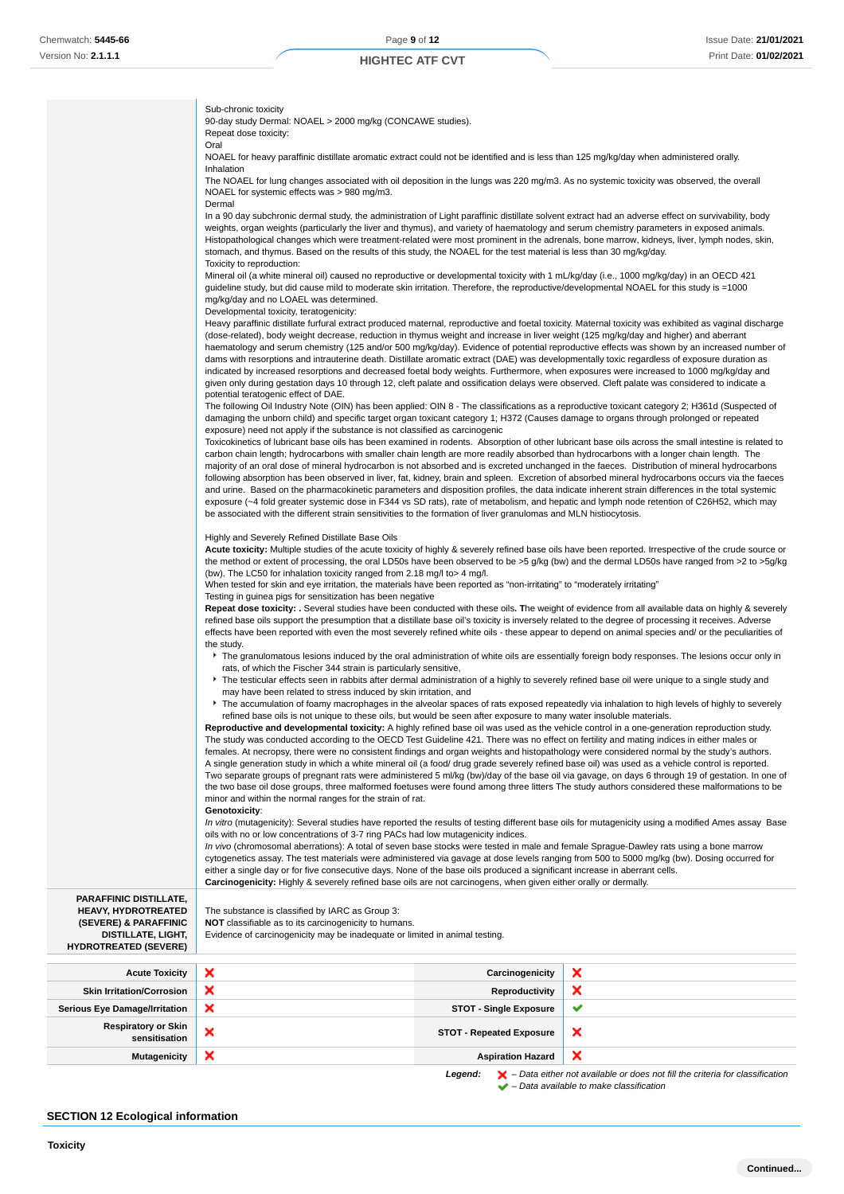| | |
|---|---|
| | Sub-chronic toxicity<br>90-day study Dermal: NOAEL > 2000 mg/kg (CONCAWE studies).<br>Repeat dose toxicity:<br>Oral<br>NOAEL for heavy paraffinic distillate aromatic extract could not be identified and is less than 125 mg/kg/day when administered orally.<br>Inhalation<br>The NOAEL for lung changes associated with oil deposition in the lungs was 220 mg/m3. As no systemic toxicity was observed, the overall NOAEL for systemic effects was > 980 mg/m3.<br>Dermal<br>In a 90 day subchronic dermal study, the administration of Light paraffinic distillate solvent extract had an adverse effect on survivability, body weights, organ weights (particularly the liver and thymus), and variety of haematology and serum chemistry parameters in exposed animals. Histopathological changes which were treatment-related were most prominent in the adrenals, bone marrow, kidneys, liver, lymph nodes, skin, stomach, and thymus. Based on the results of this study, the NOAEL for the test material is less than 30 mg/kg/day.<br>Toxicity to reproduction:<br>Mineral oil (a white mineral oil) caused no reproductive or developmental toxicity with 1 mL/kg/day (i.e., 1000 mg/kg/day) in an OECD 421 guideline study, but did cause mild to moderate skin irritation. Therefore, the reproductive/developmental NOAEL for this study is =1000 mg/kg/day and no LOAEL was determined.<br>Developmental toxicity, teratogenicity:<br>Heavy paraffinic distillate furfural extract produced maternal, reproductive and foetal toxicity. Maternal toxicity was exhibited as vaginal discharge (dose-related), body weight decrease, reduction in thymus weight and increase in liver weight (125 mg/kg/day and higher) and aberrant haematology and serum chemistry (125 and/or 500 mg/kg/day). Evidence of potential reproductive effects was shown by an increased number of dams with resorptions and intrauterine death. Distillate aromatic extract (DAE) was developmentally toxic regardless of exposure duration as indicated by increased resorptions and decreased foetal body weights. Furthermore, when exposures were increased to 1000 mg/kg/day and given only during gestation days 10 through 12, cleft palate and ossification delays were observed. Cleft palate was considered to indicate a potential teratogenic effect of DAE.<br>The following Oil Industry Note (OIN) has been applied: OIN 8 - The classifications as a reproductive toxicant category 2; H361d (Suspected of damaging the unborn child) and specific target organ toxicant category 1; H372 (Causes damage to organs through prolonged or repeated exposure) need not apply if the substance is not classified as carcinogenic<br>Toxicokinetics of lubricant base oils has been examined in rodents. Absorption of other lubricant base oils across the small intestine is related to carbon chain length; hydrocarbons with smaller chain length are more readily absorbed than hydrocarbons with a longer chain length. The majority of an oral dose of mineral hydrocarbon is not absorbed and is excreted unchanged in the faeces. Distribution of mineral hydrocarbons following absorption has been observed in liver, fat, kidney, brain and spleen. Excretion of absorbed mineral hydrocarbons occurs via the faeces and urine. Based on the pharmacokinetic parameters and disposition profiles, the data indicate inherent strain differences in the total systemic exposure (~4 fold greater systemic dose in F344 vs SD rats), rate of metabolism, and hepatic and lymph node retention of C26H52, which may be associated with the different strain sensitivities to the formation of liver granulomas and MLN histiocytosis.<br><br>Highly and Severely Refined Distillate Base Oils<br>**Acute toxicity:** Multiple studies of the acute toxicity of highly & severely refined base oils have been reported. Irrespective of the crude source or the method or extent of processing, the oral LD50s have been observed to be >5 g/kg (bw) and the dermal LD50s have ranged from >2 to >5g/kg (bw). The LC50 for inhalation toxicity ranged from 2.18 mg/l to> 4 mg/l.<br>When tested for skin and eye irritation, the materials have been reported as "non-irritating" to "moderately irritating"<br>Testing in guinea pigs for sensitization has been negative<br>**Repeat dose toxicity: .** Several studies have been conducted with these oils**. T**he weight of evidence from all available data on highly & severely refined base oils support the presumption that a distillate base oil's toxicity is inversely related to the degree of processing it receives. Adverse effects have been reported with even the most severely refined white oils - these appear to depend on animal species and/ or the peculiarities of the study.<br>• The granulomatous lesions induced by the oral administration of white oils are essentially foreign body responses. The lesions occur only in rats, of which the Fischer 344 strain is particularly sensitive,<br>• The testicular effects seen in rabbits after dermal administration of a highly to severely refined base oil were unique to a single study and may have been related to stress induced by skin irritation, and<br>• The accumulation of foamy macrophages in the alveolar spaces of rats exposed repeatedly via inhalation to high levels of highly to severely refined base oils is not unique to these oils, but would be seen after exposure to many water insoluble materials.<br>**Reproductive and developmental toxicity:** A highly refined base oil was used as the vehicle control in a one-generation reproduction study. The study was conducted according to the OECD Test Guideline 421. There was no effect on fertility and mating indices in either males or females. At necropsy, there were no consistent findings and organ weights and histopathology were considered normal by the study's authors.<br>A single generation study in which a white mineral oil (a food/ drug grade severely refined base oil) was used as a vehicle control is reported. Two separate groups of pregnant rats were administered 5 ml/kg (bw)/day of the base oil via gavage, on days 6 through 19 of gestation. In one of the two base oil dose groups, three malformed foetuses were found among three litters The study authors considered these malformations to be minor and within the normal ranges for the strain of rat.<br>**Genotoxicity**:<br>*In vitro* (mutagenicity): Several studies have reported the results of testing different base oils for mutagenicity using a modified Ames assay Base oils with no or low concentrations of 3-7 ring PACs had low mutagenicity indices.<br>*In vivo* (chromosomal aberrations): A total of seven base stocks were tested in male and female Sprague-Dawley rats using a bone marrow cytogenetics assay. The test materials were administered via gavage at dose levels ranging from 500 to 5000 mg/kg (bw). Dosing occurred for either a single day or for five consecutive days. None of the base oils produced a significant increase in aberrant cells.<br>**Carcinogenicity:** Highly & severely refined base oils are not carcinogens, when given either orally or dermally. |
| **PARAFFINIC DISTILLATE, HEAVY, HYDROTREATED (SEVERE) & PARAFFINIC DISTILLATE, LIGHT, HYDROTREATED (SEVERE)** | The substance is classified by IARC as Group 3:<br>**NOT** classifiable as to its carcinogenicity to humans.<br>Evidence of carcinogenicity may be inadequate or limited in animal testing. |

| | | | |
|---|---|---|---|
| **Acute Toxicity** | ✘ | **Carcinogenicity** | ✘ |
| **Skin Irritation/Corrosion** | ✘ | **Reproductivity** | ✘ |
| **Serious Eye Damage/Irritation** | ✘ | **STOT - Single Exposure** | ✔ |
| **Respiratory or Skin sensitisation** | ✘ | **STOT - Repeated Exposure** | ✘ |
| **Mutagenicity** | ✘ | **Aspiration Hazard** | ✘ |

***Legend:*** ✘ *– Data either not available or does not fill the criteria for classification*
✔ *– Data available to make classification*

## SECTION 12 Ecological information

### Toxicity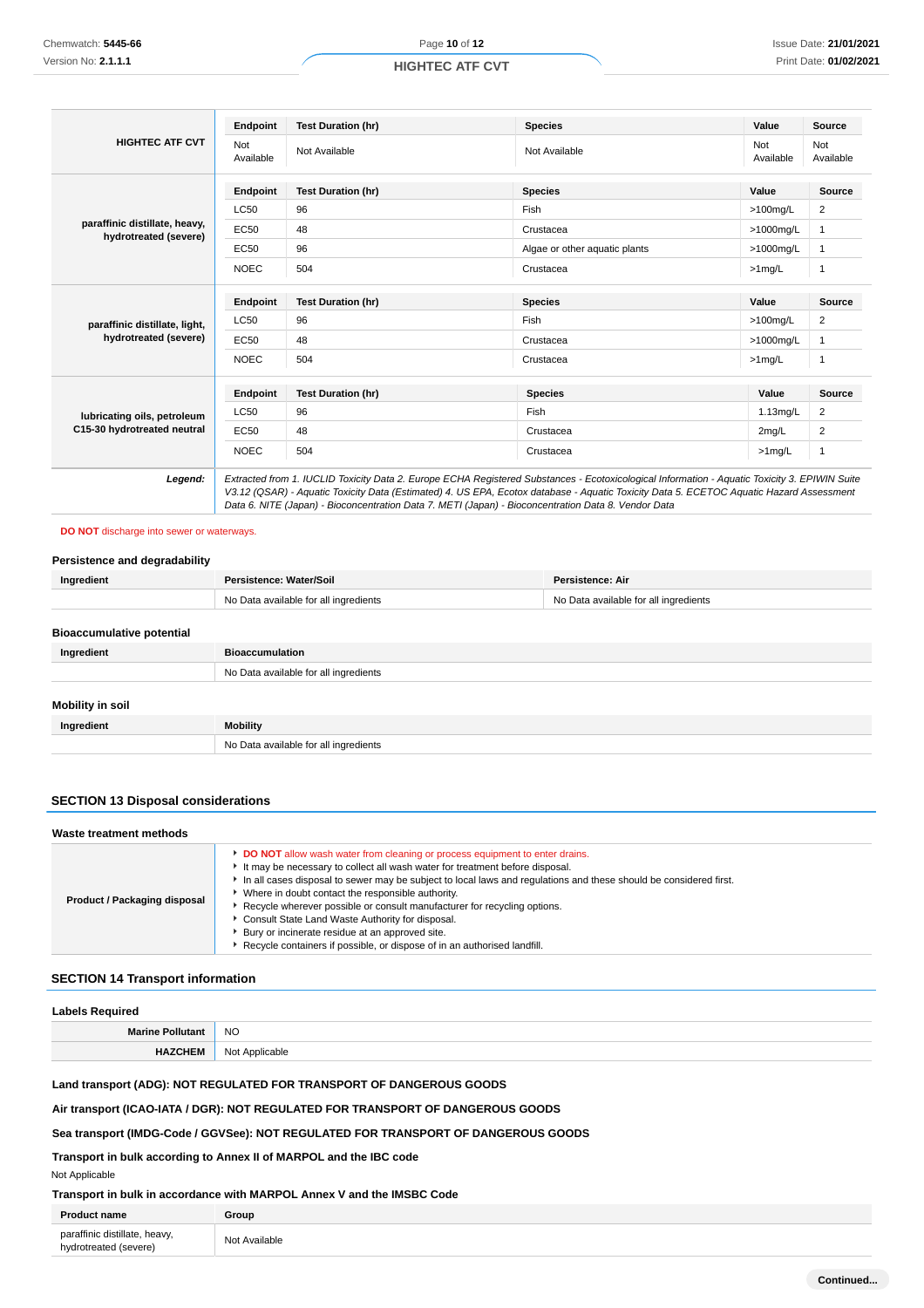| HIGHTEC ATF CVT | Endpoint | Test Duration (hr) | Species | Value | Source |
|---|---|---|---|---|---|
| | Not Available | Not Available | Not Available | Not Available | Not Available |

| paraffinic distillate, heavy, hydrotreated (severe) | Endpoint | Test Duration (hr) | Species | Value | Source |
|---|---|---|---|---|---|
| | LC50 | 96 | Fish | >100mg/L | 2 |
| | EC50 | 48 | Crustacea | >1000mg/L | 1 |
| | EC50 | 96 | Algae or other aquatic plants | >1000mg/L | 1 |
| | NOEC | 504 | Crustacea | >1mg/L | 1 |

| paraffinic distillate, light, hydrotreated (severe) | Endpoint | Test Duration (hr) | Species | Value | Source |
|---|---|---|---|---|---|
| | LC50 | 96 | Fish | >100mg/L | 2 |
| | EC50 | 48 | Crustacea | >1000mg/L | 1 |
| | NOEC | 504 | Crustacea | >1mg/L | 1 |

| lubricating oils, petroleum C15-30 hydrotreated neutral | Endpoint | Test Duration (hr) | Species | Value | Source |
|---|---|---|---|---|---|
| | LC50 | 96 | Fish | 1.13mg/L | 2 |
| | EC50 | 48 | Crustacea | 2mg/L | 2 |
| | NOEC | 504 | Crustacea | >1mg/L | 1 |

***Legend:*** *Extracted from 1. IUCLID Toxicity Data 2. Europe ECHA Registered Substances - Ecotoxicological Information - Aquatic Toxicity 3. EPIWIN Suite V3.12 (QSAR) - Aquatic Toxicity Data (Estimated) 4. US EPA, Ecotox database - Aquatic Toxicity Data 5. ECETOC Aquatic Hazard Assessment Data 6. NITE (Japan) - Bioconcentration Data 7. METI (Japan) - Bioconcentration Data 8. Vendor Data*

**DO NOT** discharge into sewer or waterways.

### Persistence and degradability

| Ingredient | Persistence: Water/Soil | Persistence: Air |
|---|---|---|
| | No Data available for all ingredients | No Data available for all ingredients |

### Bioaccumulative potential

| Ingredient | Bioaccumulation |
|---|---|
| | No Data available for all ingredients |

### Mobility in soil

| Ingredient | Mobility |
|---|---|
| | No Data available for all ingredients |

## SECTION 13 Disposal considerations

### Waste treatment methods

**Product / Packaging disposal**

- **DO NOT** allow wash water from cleaning or process equipment to enter drains.
- It may be necessary to collect all wash water for treatment before disposal.
- In all cases disposal to sewer may be subject to local laws and regulations and these should be considered first.
- Where in doubt contact the responsible authority.
- Recycle wherever possible or consult manufacturer for recycling options.
- Consult State Land Waste Authority for disposal.
- Bury or incinerate residue at an approved site.
- Recycle containers if possible, or dispose of in an authorised landfill.

## SECTION 14 Transport information

### Labels Required

| | |
|---|---|
| **Marine Pollutant** | NO |
| **HAZCHEM** | Not Applicable |

**Land transport (ADG): NOT REGULATED FOR TRANSPORT OF DANGEROUS GOODS**

**Air transport (ICAO-IATA / DGR): NOT REGULATED FOR TRANSPORT OF DANGEROUS GOODS**

**Sea transport (IMDG-Code / GGVSee): NOT REGULATED FOR TRANSPORT OF DANGEROUS GOODS**

**Transport in bulk according to Annex II of MARPOL and the IBC code**

Not Applicable

**Transport in bulk in accordance with MARPOL Annex V and the IMSBC Code**

| Product name | Group |
|---|---|
| paraffinic distillate, heavy, hydrotreated (severe) | Not Available |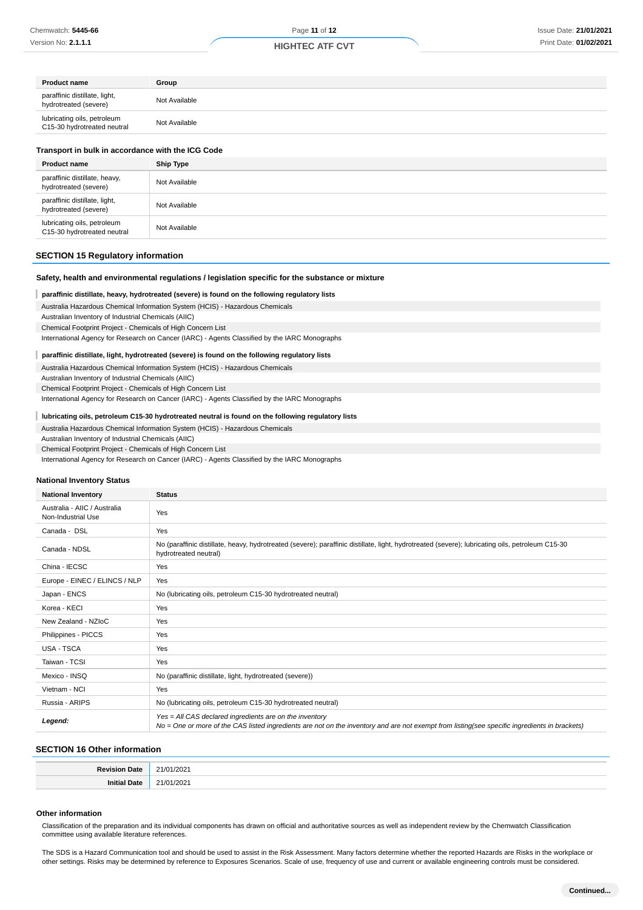| Product name | Group |
| --- | --- |
| paraffinic distillate, light, hydrotreated (severe) | Not Available |
| lubricating oils, petroleum C15-30 hydrotreated neutral | Not Available |

### Transport in bulk in accordance with the ICG Code

| Product name | Ship Type |
| --- | --- |
| paraffinic distillate, heavy, hydrotreated (severe) | Not Available |
| paraffinic distillate, light, hydrotreated (severe) | Not Available |
| lubricating oils, petroleum C15-30 hydrotreated neutral | Not Available |

## SECTION 15 Regulatory information

### Safety, health and environmental regulations / legislation specific for the substance or mixture

**paraffinic distillate, heavy, hydrotreated (severe) is found on the following regulatory lists**

Australia Hazardous Chemical Information System (HCIS) - Hazardous Chemicals
Australian Inventory of Industrial Chemicals (AIIC)
Chemical Footprint Project - Chemicals of High Concern List
International Agency for Research on Cancer (IARC) - Agents Classified by the IARC Monographs

**paraffinic distillate, light, hydrotreated (severe) is found on the following regulatory lists**

Australia Hazardous Chemical Information System (HCIS) - Hazardous Chemicals
Australian Inventory of Industrial Chemicals (AIIC)
Chemical Footprint Project - Chemicals of High Concern List
International Agency for Research on Cancer (IARC) - Agents Classified by the IARC Monographs

**lubricating oils, petroleum C15-30 hydrotreated neutral is found on the following regulatory lists**

Australia Hazardous Chemical Information System (HCIS) - Hazardous Chemicals
Australian Inventory of Industrial Chemicals (AIIC)
Chemical Footprint Project - Chemicals of High Concern List
International Agency for Research on Cancer (IARC) - Agents Classified by the IARC Monographs

### National Inventory Status

| National Inventory | Status |
| --- | --- |
| Australia - AIIC / Australia Non-Industrial Use | Yes |
| Canada - DSL | Yes |
| Canada - NDSL | No (paraffinic distillate, heavy, hydrotreated (severe); paraffinic distillate, light, hydrotreated (severe); lubricating oils, petroleum C15-30 hydrotreated neutral) |
| China - IECSC | Yes |
| Europe - EINEC / ELINCS / NLP | Yes |
| Japan - ENCS | No (lubricating oils, petroleum C15-30 hydrotreated neutral) |
| Korea - KECI | Yes |
| New Zealand - NZIoC | Yes |
| Philippines - PICCS | Yes |
| USA - TSCA | Yes |
| Taiwan - TCSI | Yes |
| Mexico - INSQ | No (paraffinic distillate, light, hydrotreated (severe)) |
| Vietnam - NCI | Yes |
| Russia - ARIPS | No (lubricating oils, petroleum C15-30 hydrotreated neutral) |
| **Legend:** | *Yes = All CAS declared ingredients are on the inventory*<br>*No = One or more of the CAS listed ingredients are not on the inventory and are not exempt from listing(see specific ingredients in brackets)* |

## SECTION 16 Other information

| | |
| --- | --- |
| **Revision Date** | 21/01/2021 |
| **Initial Date** | 21/01/2021 |

### Other information

Classification of the preparation and its individual components has drawn on official and authoritative sources as well as independent review by the Chemwatch Classification committee using available literature references.

The SDS is a Hazard Communication tool and should be used to assist in the Risk Assessment. Many factors determine whether the reported Hazards are Risks in the workplace or other settings. Risks may be determined by reference to Exposures Scenarios. Scale of use, frequency of use and current or available engineering controls must be considered.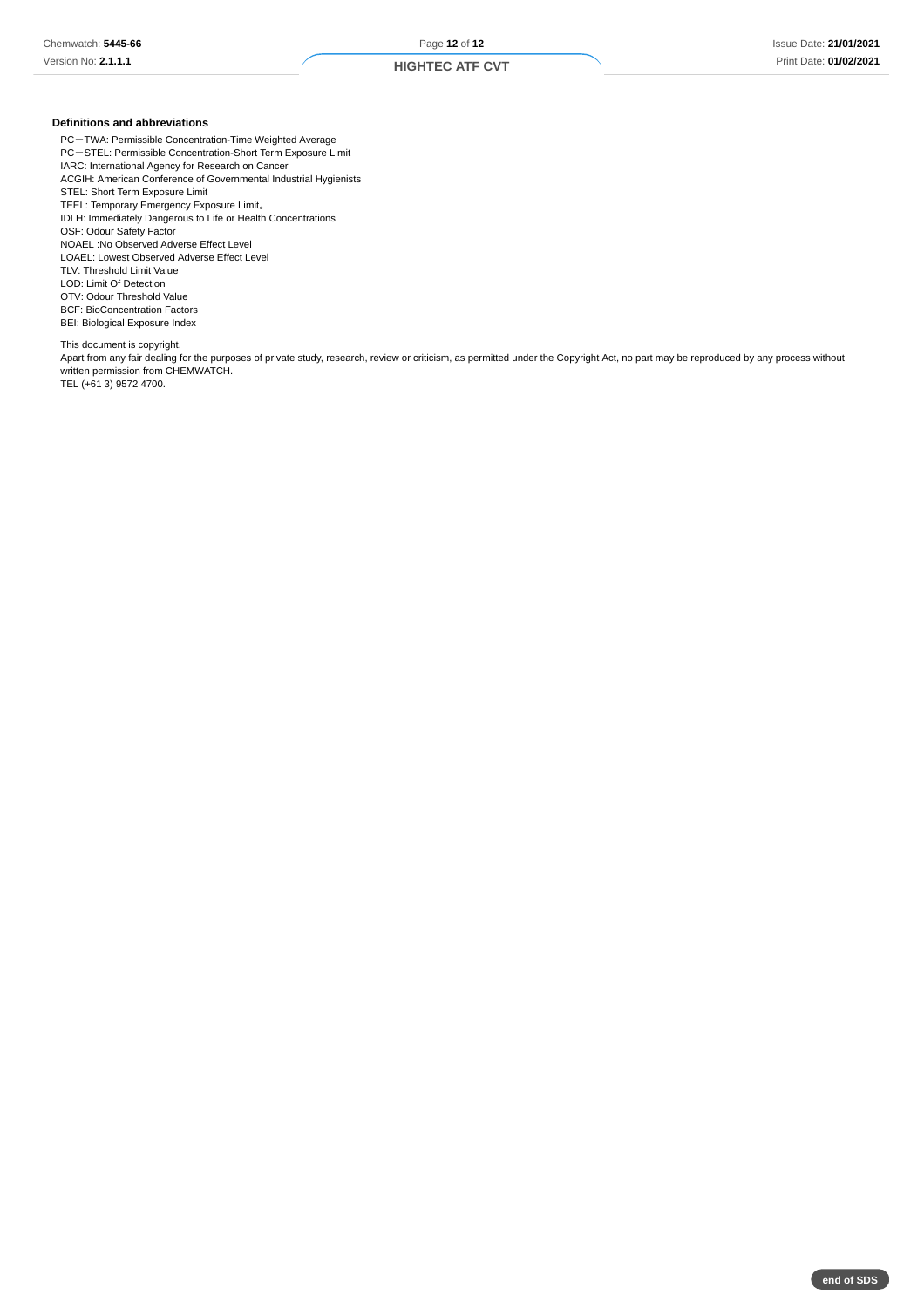### Definitions and abbreviations

PC－TWA: Permissible Concentration-Time Weighted Average
PC－STEL: Permissible Concentration-Short Term Exposure Limit
IARC: International Agency for Research on Cancer
ACGIH: American Conference of Governmental Industrial Hygienists
STEL: Short Term Exposure Limit
TEEL: Temporary Emergency Exposure Limit。
IDLH: Immediately Dangerous to Life or Health Concentrations
OSF: Odour Safety Factor
NOAEL :No Observed Adverse Effect Level
LOAEL: Lowest Observed Adverse Effect Level
TLV: Threshold Limit Value
LOD: Limit Of Detection
OTV: Odour Threshold Value
BCF: BioConcentration Factors
BEI: Biological Exposure Index

This document is copyright.
Apart from any fair dealing for the purposes of private study, research, review or criticism, as permitted under the Copyright Act, no part may be reproduced by any process without written permission from CHEMWATCH.
TEL (+61 3) 9572 4700.

end of SDS